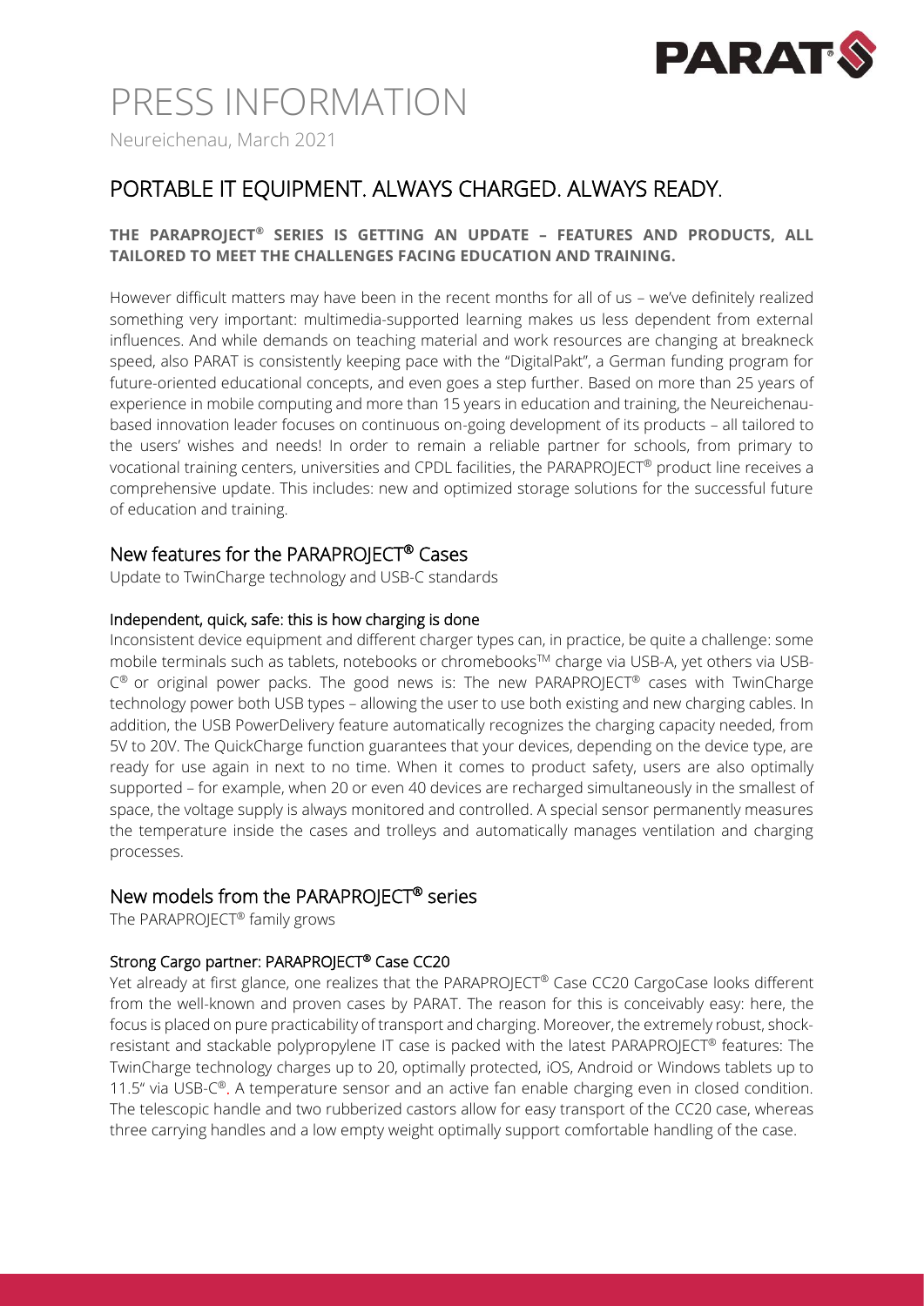# PRESS INFORMATION

Neureichenau, March 2021

## PORTABLE IT EQUIPMENT. ALWAYS CHARGED. ALWAYS READY.

**THE PARAPROJECT® SERIES IS GETTING AN UPDATE – FEATURES AND PRODUCTS, ALL TAILORED TO MEET THE CHALLENGES FACING EDUCATION AND TRAINING.**

However difficult matters may have been in the recent months for all of us – we've definitely realized something very important: multimedia-supported learning makes us less dependent from external influences. And while demands on teaching material and work resources are changing at breakneck speed, also PARAT is consistently keeping pace with the "DigitalPakt", a German funding program for future-oriented educational concepts, and even goes a step further. Based on more than 25 years of experience in mobile computing and more than 15 years in education and training, the Neureichenau-based innovation leader focuses on continuous on-going development of its products – all tailored to the users' wishes and needs! In order to remain a reliable partner for schools, from primary to vocational training centers, universities and CPDL facilities, the PARAPROJECT® product line receives a comprehensive update. This includes: new and optimized storage solutions for the successful future of education and training.

### New features for the PARAPROJECT® Cases

Update to TwinCharge technology and USB-C standards

#### Independent, quick, safe: this is how charging is done

Inconsistent device equipment and different charger types can, in practice, be quite a challenge: some mobile terminals such as tablets, notebooks or chromebooks™ charge via USB-A, yet others via USB-C® or original power packs. The good news is: The new PARAPROJECT® cases with TwinCharge technology power both USB types – allowing the user to use both existing and new charging cables. In addition, the USB PowerDelivery feature automatically recognizes the charging capacity needed, from 5V to 20V. The QuickCharge function guarantees that your devices, depending on the device type, are ready for use again in next to no time. When it comes to product safety, users are also optimally supported – for example, when 20 or even 40 devices are recharged simultaneously in the smallest of space, the voltage supply is always monitored and controlled. A special sensor permanently measures the temperature inside the cases and trolleys and automatically manages ventilation and charging processes.

### New models from the PARAPROJECT® series

The PARAPROJECT® family grows

#### Strong Cargo partner: PARAPROJECT® Case CC20

Yet already at first glance, one realizes that the PARAPROJECT® Case CC20 CargoCase looks different from the well-known and proven cases by PARAT. The reason for this is conceivably easy: here, the focus is placed on pure practicability of transport and charging. Moreover, the extremely robust, shock-resistant and stackable polypropylene IT case is packed with the latest PARAPROJECT® features: The TwinCharge technology charges up to 20, optimally protected, iOS, Android or Windows tablets up to 11.5" via USB-C®. A temperature sensor and an active fan enable charging even in closed condition. The telescopic handle and two rubberized castors allow for easy transport of the CC20 case, whereas three carrying handles and a low empty weight optimally support comfortable handling of the case.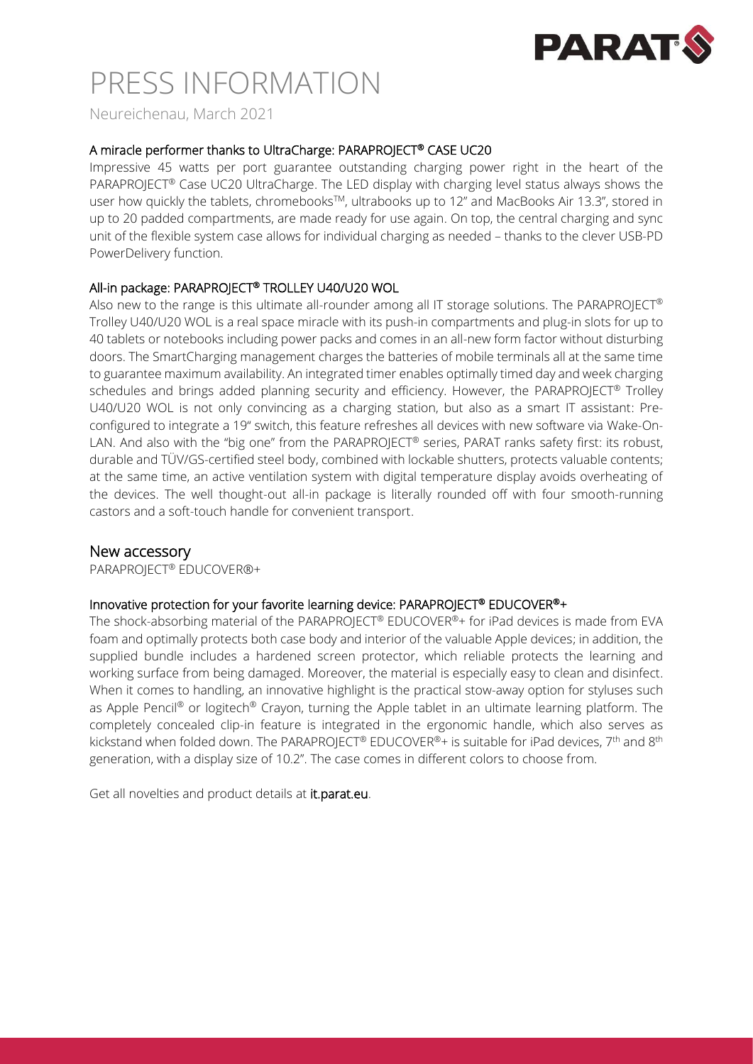# PRESS INFORMATION

Neureichenau, March 2021

### A miracle performer thanks to UltraCharge: PARAPROJECT® CASE UC20

Impressive 45 watts per port guarantee outstanding charging power right in the heart of the PARAPROJECT® Case UC20 UltraCharge. The LED display with charging level status always shows the user how quickly the tablets, chromebooks™, ultrabooks up to 12" and MacBooks Air 13.3", stored in up to 20 padded compartments, are made ready for use again. On top, the central charging and sync unit of the flexible system case allows for individual charging as needed – thanks to the clever USB-PD PowerDelivery function.

### All-in package: PARAPROJECT® TROLLEY U40/U20 WOL

Also new to the range is this ultimate all-rounder among all IT storage solutions. The PARAPROJECT® Trolley U40/U20 WOL is a real space miracle with its push-in compartments and plug-in slots for up to 40 tablets or notebooks including power packs and comes in an all-new form factor without disturbing doors. The SmartCharging management charges the batteries of mobile terminals all at the same time to guarantee maximum availability. An integrated timer enables optimally timed day and week charging schedules and brings added planning security and efficiency. However, the PARAPROJECT® Trolley U40/U20 WOL is not only convincing as a charging station, but also as a smart IT assistant: Pre-configured to integrate a 19" switch, this feature refreshes all devices with new software via Wake-On-LAN. And also with the "big one" from the PARAPROJECT® series, PARAT ranks safety first: its robust, durable and TÜV/GS-certified steel body, combined with lockable shutters, protects valuable contents; at the same time, an active ventilation system with digital temperature display avoids overheating of the devices. The well thought-out all-in package is literally rounded off with four smooth-running castors and a soft-touch handle for convenient transport.

## New accessory

PARAPROJECT® EDUCOVER®+

### Innovative protection for your favorite learning device: PARAPROJECT® EDUCOVER®+

The shock-absorbing material of the PARAPROJECT® EDUCOVER®+ for iPad devices is made from EVA foam and optimally protects both case body and interior of the valuable Apple devices; in addition, the supplied bundle includes a hardened screen protector, which reliable protects the learning and working surface from being damaged. Moreover, the material is especially easy to clean and disinfect. When it comes to handling, an innovative highlight is the practical stow-away option for styluses such as Apple Pencil® or logitech® Crayon, turning the Apple tablet in an ultimate learning platform. The completely concealed clip-in feature is integrated in the ergonomic handle, which also serves as kickstand when folded down. The PARAPROJECT® EDUCOVER®+ is suitable for iPad devices, 7th and 8th generation, with a display size of 10.2". The case comes in different colors to choose from.

Get all novelties and product details at **it.parat.eu**.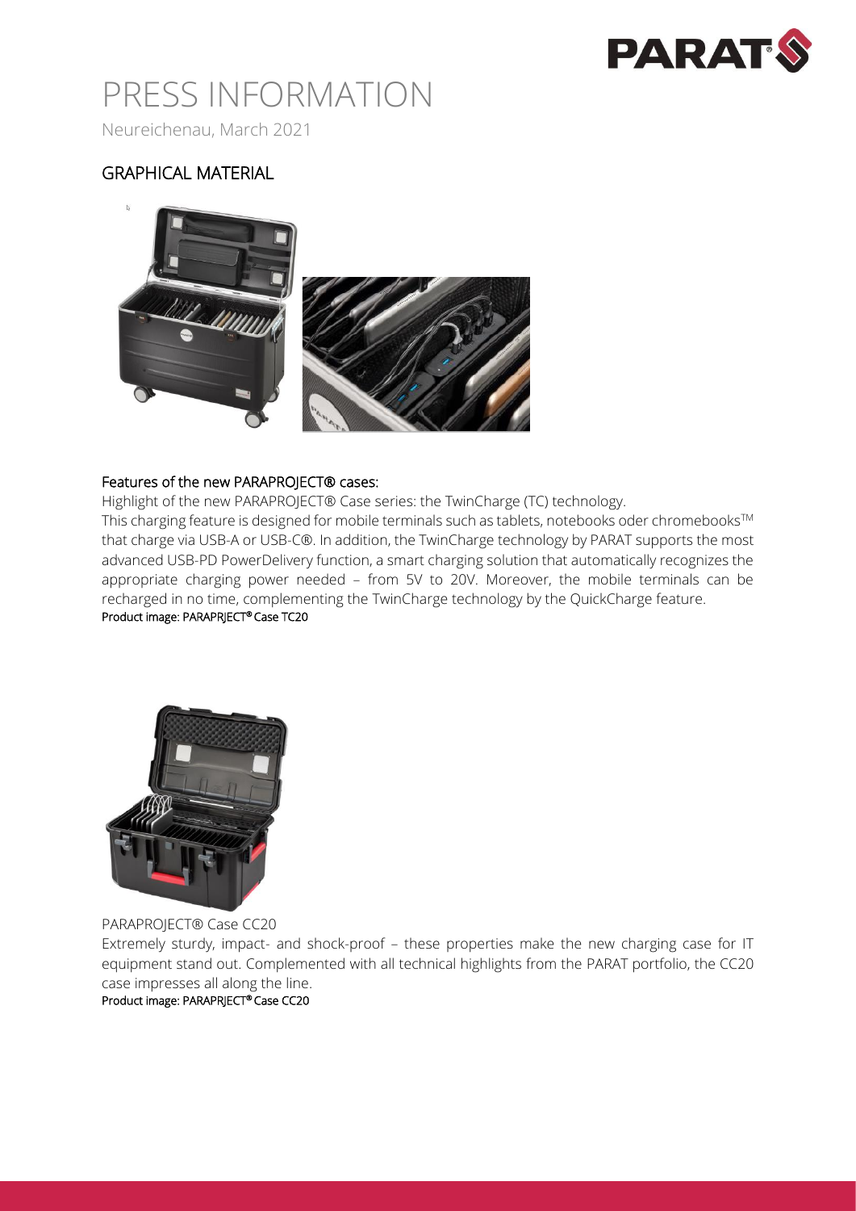# PRESS INFORMATION

Neureichenau, March 2021

## GRAPHICAL MATERIAL

**Features of the new PARAPROJECT® cases:**

Highlight of the new PARAPROJECT® Case series: the TwinCharge (TC) technology.
This charging feature is designed for mobile terminals such as tablets, notebooks oder chromebooks™ that charge via USB-A or USB-C®. In addition, the TwinCharge technology by PARAT supports the most advanced USB-PD PowerDelivery function, a smart charging solution that automatically recognizes the appropriate charging power needed – from 5V to 20V. Moreover, the mobile terminals can be recharged in no time, complementing the TwinCharge technology by the QuickCharge feature.

Product image: PARAPRJECT® Case TC20

PARAPROJECT® Case CC20

Extremely sturdy, impact- and shock-proof – these properties make the new charging case for IT equipment stand out. Complemented with all technical highlights from the PARAT portfolio, the CC20 case impresses all along the line.

Product image: PARAPRJECT® Case CC20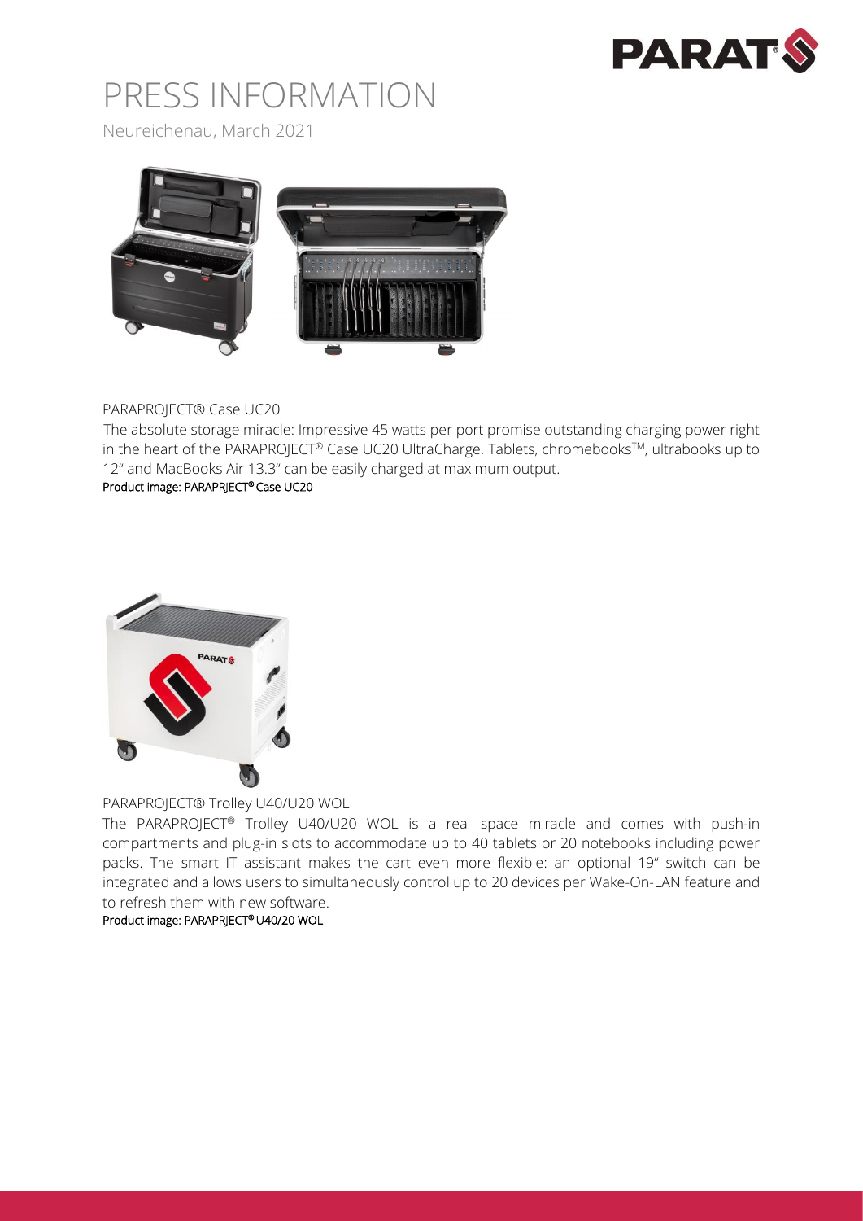# PRESS INFORMATION

Neureichenau, March 2021

PARAPROJECT® Case UC20

The absolute storage miracle: Impressive 45 watts per port promise outstanding charging power right in the heart of the PARAPROJECT® Case UC20 UltraCharge. Tablets, chromebooks™, ultrabooks up to 12" and MacBooks Air 13.3" can be easily charged at maximum output.

**Product image: PARAPRJECT® Case UC20**

PARAPROJECT® Trolley U40/U20 WOL

The PARAPROJECT® Trolley U40/U20 WOL is a real space miracle and comes with push-in compartments and plug-in slots to accommodate up to 40 tablets or 20 notebooks including power packs. The smart IT assistant makes the cart even more flexible: an optional 19" switch can be integrated and allows users to simultaneously control up to 20 devices per Wake-On-LAN feature and to refresh them with new software.

**Product image: PARAPRJECT® U40/20 WOL**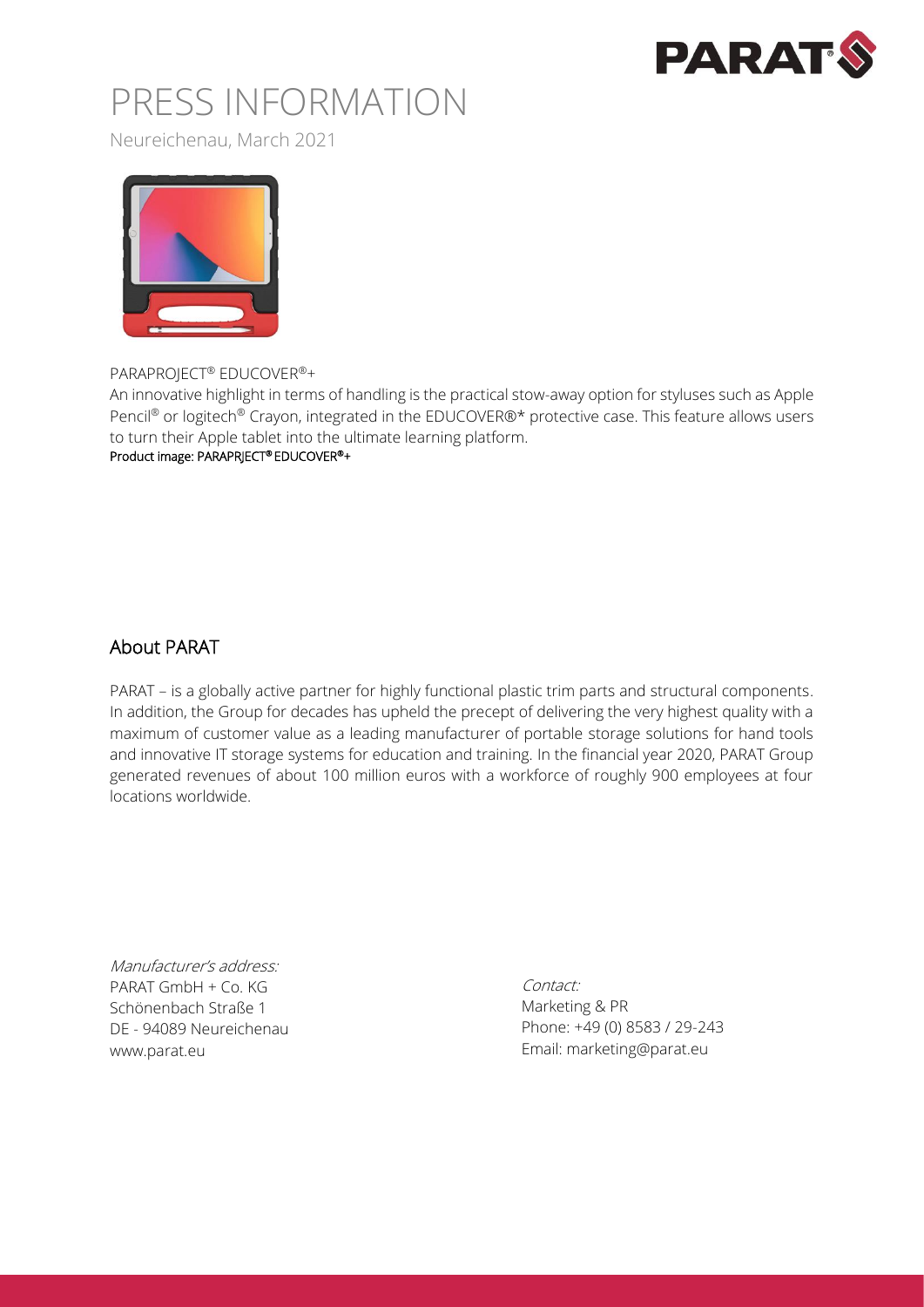# PRESS INFORMATION

Neureichenau, March 2021

PARAPROJECT® EDUCOVER®+

An innovative highlight in terms of handling is the practical stow-away option for styluses such as Apple Pencil® or logitech® Crayon, integrated in the EDUCOVER®* protective case. This feature allows users to turn their Apple tablet into the ultimate learning platform.

Product image: PARAPRJECT® EDUCOVER®+

## About PARAT

PARAT – is a globally active partner for highly functional plastic trim parts and structural components. In addition, the Group for decades has upheld the precept of delivering the very highest quality with a maximum of customer value as a leading manufacturer of portable storage solutions for hand tools and innovative IT storage systems for education and training. In the financial year 2020, PARAT Group generated revenues of about 100 million euros with a workforce of roughly 900 employees at four locations worldwide.

*Manufacturer's address:*
PARAT GmbH + Co. KG
Schönenbach Straße 1
DE - 94089 Neureichenau
www.parat.eu

*Contact:*
Marketing & PR
Phone: +49 (0) 8583 / 29-243
Email: marketing@parat.eu